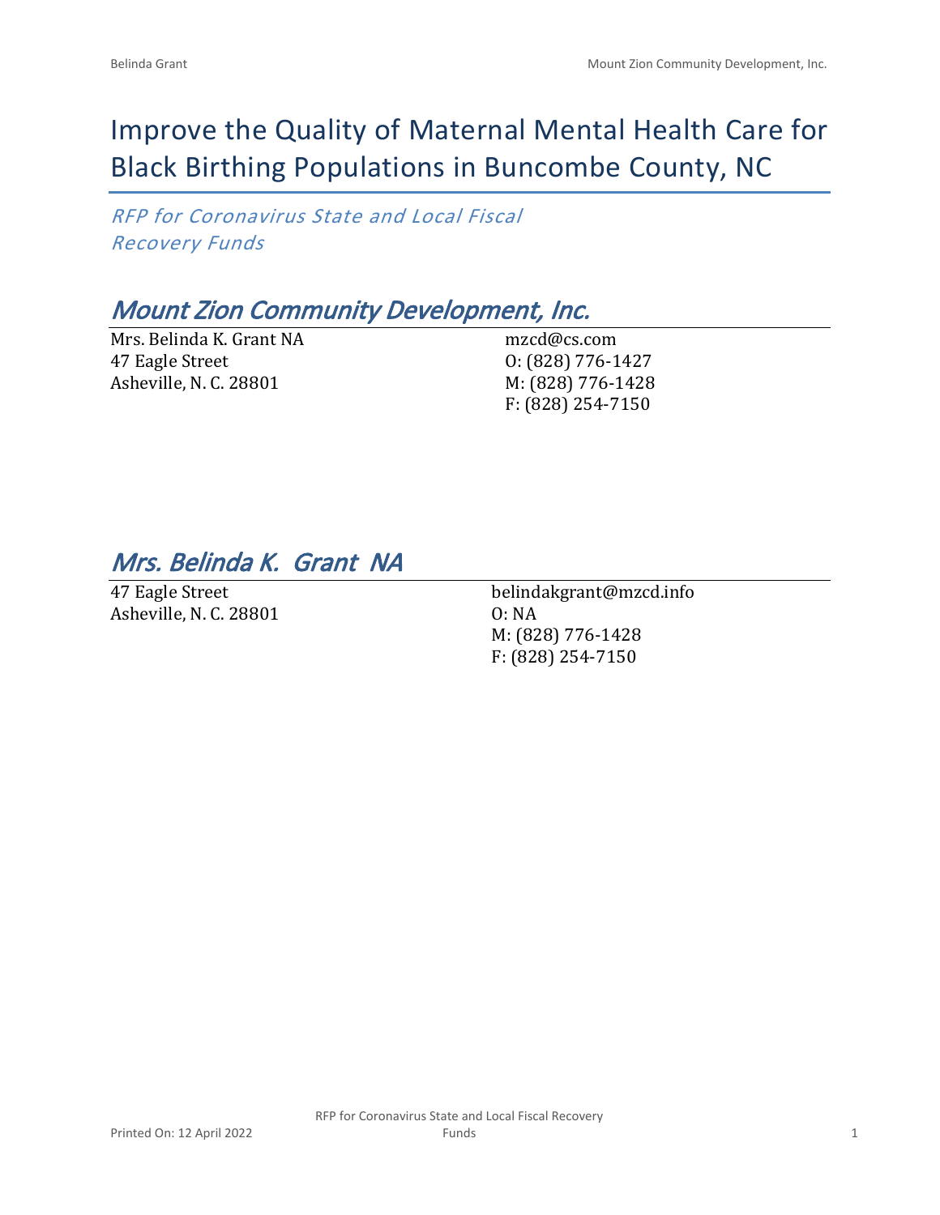# Improve the Quality of Maternal Mental Health Care for Black Birthing Populations in Buncombe County, NC

*RFP for Coronavirus State and Local Fiscal Recovery Funds*

## *Mount Zion Community Development, Inc.*

Mrs. Belinda K. Grant NA
47 Eagle Street
Asheville, N. C. 28801

mzcd@cs.com
O: (828) 776-1427
M: (828) 776-1428
F: (828) 254-7150

## *Mrs. Belinda K. Grant NA*

47 Eagle Street
Asheville, N. C. 28801

belindakgrant@mzcd.info
O: NA
M: (828) 776-1428
F: (828) 254-7150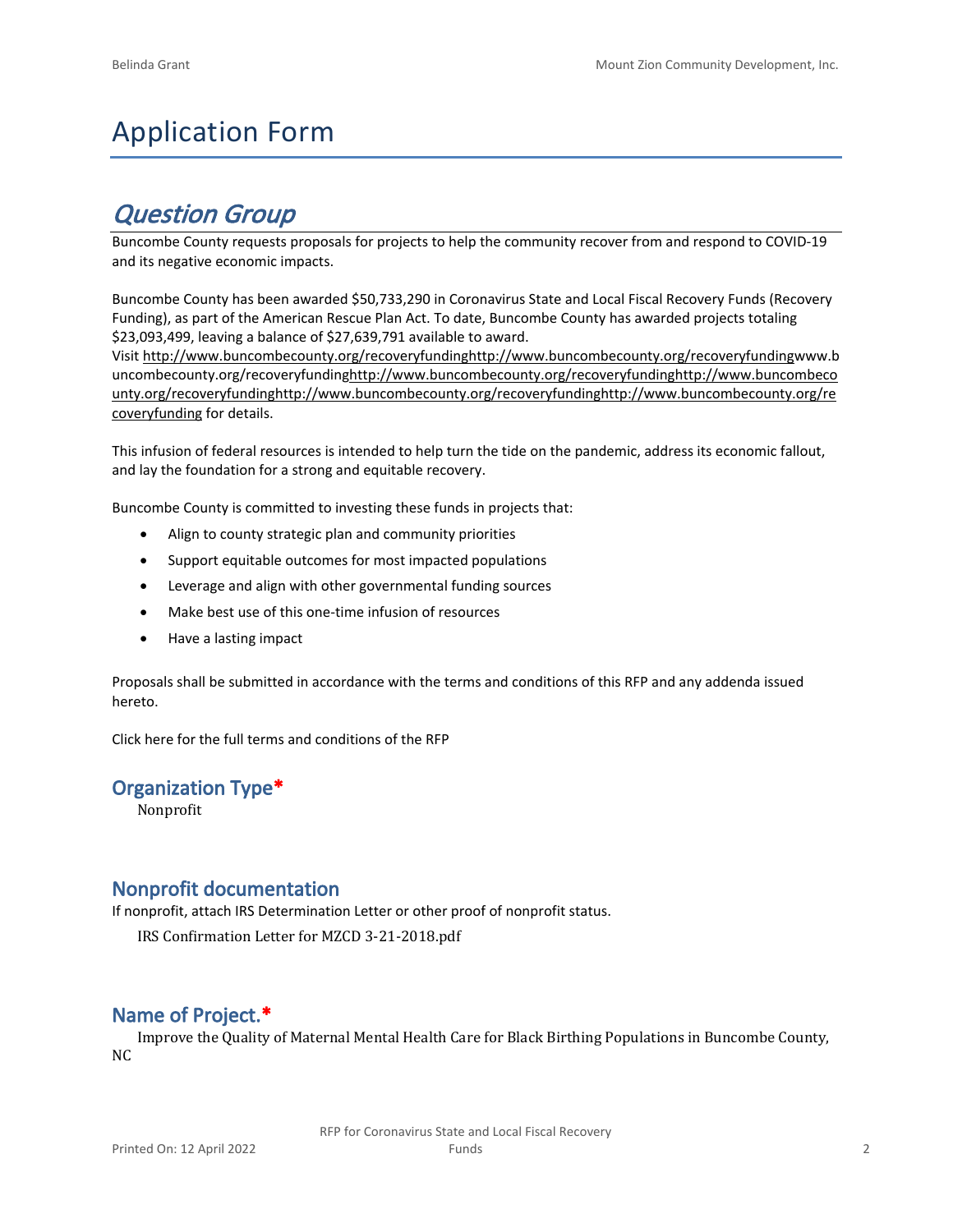# Application Form

## *Question Group*

Buncombe County requests proposals for projects to help the community recover from and respond to COVID-19 and its negative economic impacts.

Buncombe County has been awarded $50,733,290 in Coronavirus State and Local Fiscal Recovery Funds (Recovery Funding), as part of the American Rescue Plan Act. To date, Buncombe County has awarded projects totaling $23,093,499, leaving a balance of $27,639,791 available to award.
Visit http://www.buncombecounty.org/recoveryfundinghttp://www.buncombecounty.org/recoveryfundingwww.buncombecounty.org/recoveryfundinghttp://www.buncombecounty.org/recoveryfundinghttp://www.buncombecounty.org/recoveryfundinghttp://www.buncombecounty.org/recoveryfundinghttp://www.buncombecounty.org/recoveryfunding for details.

This infusion of federal resources is intended to help turn the tide on the pandemic, address its economic fallout, and lay the foundation for a strong and equitable recovery.

Buncombe County is committed to investing these funds in projects that:

- Align to county strategic plan and community priorities
- Support equitable outcomes for most impacted populations
- Leverage and align with other governmental funding sources
- Make best use of this one-time infusion of resources
- Have a lasting impact

Proposals shall be submitted in accordance with the terms and conditions of this RFP and any addenda issued hereto.

Click here for the full terms and conditions of the RFP

### Organization Type*

Nonprofit

### Nonprofit documentation

If nonprofit, attach IRS Determination Letter or other proof of nonprofit status.

IRS Confirmation Letter for MZCD 3-21-2018.pdf

### Name of Project.*

Improve the Quality of Maternal Mental Health Care for Black Birthing Populations in Buncombe County, NC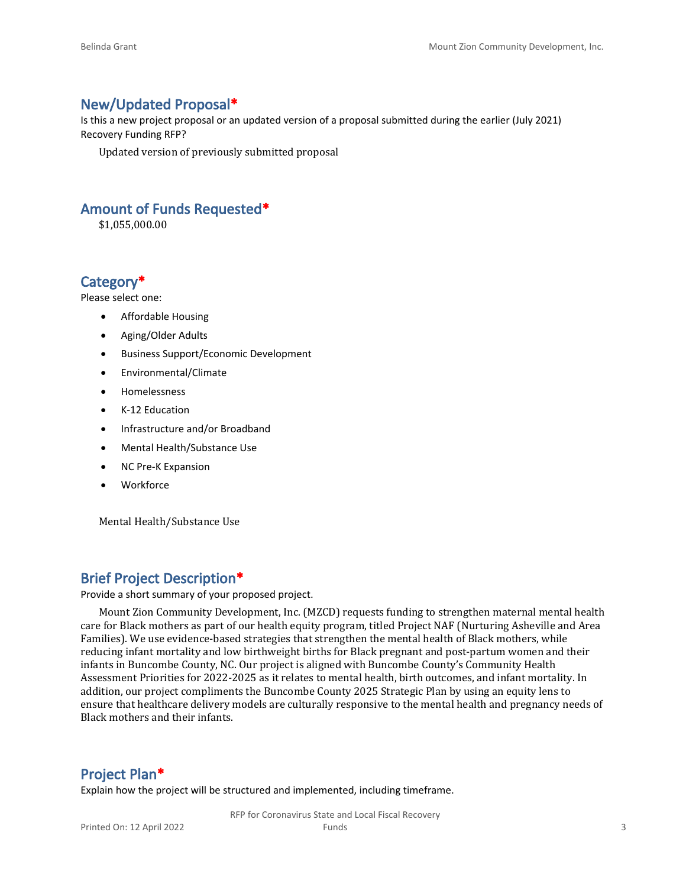## New/Updated Proposal*

Is this a new project proposal or an updated version of a proposal submitted during the earlier (July 2021) Recovery Funding RFP?

Updated version of previously submitted proposal

## Amount of Funds Requested*

$1,055,000.00

## Category*

Please select one:

- Affordable Housing
- Aging/Older Adults
- Business Support/Economic Development
- Environmental/Climate
- Homelessness
- K-12 Education
- Infrastructure and/or Broadband
- Mental Health/Substance Use
- NC Pre-K Expansion
- Workforce

Mental Health/Substance Use

## Brief Project Description*

Provide a short summary of your proposed project.

Mount Zion Community Development, Inc. (MZCD) requests funding to strengthen maternal mental health care for Black mothers as part of our health equity program, titled Project NAF (Nurturing Asheville and Area Families). We use evidence-based strategies that strengthen the mental health of Black mothers, while reducing infant mortality and low birthweight births for Black pregnant and post-partum women and their infants in Buncombe County, NC. Our project is aligned with Buncombe County's Community Health Assessment Priorities for 2022-2025 as it relates to mental health, birth outcomes, and infant mortality. In addition, our project compliments the Buncombe County 2025 Strategic Plan by using an equity lens to ensure that healthcare delivery models are culturally responsive to the mental health and pregnancy needs of Black mothers and their infants.

## Project Plan*

Explain how the project will be structured and implemented, including timeframe.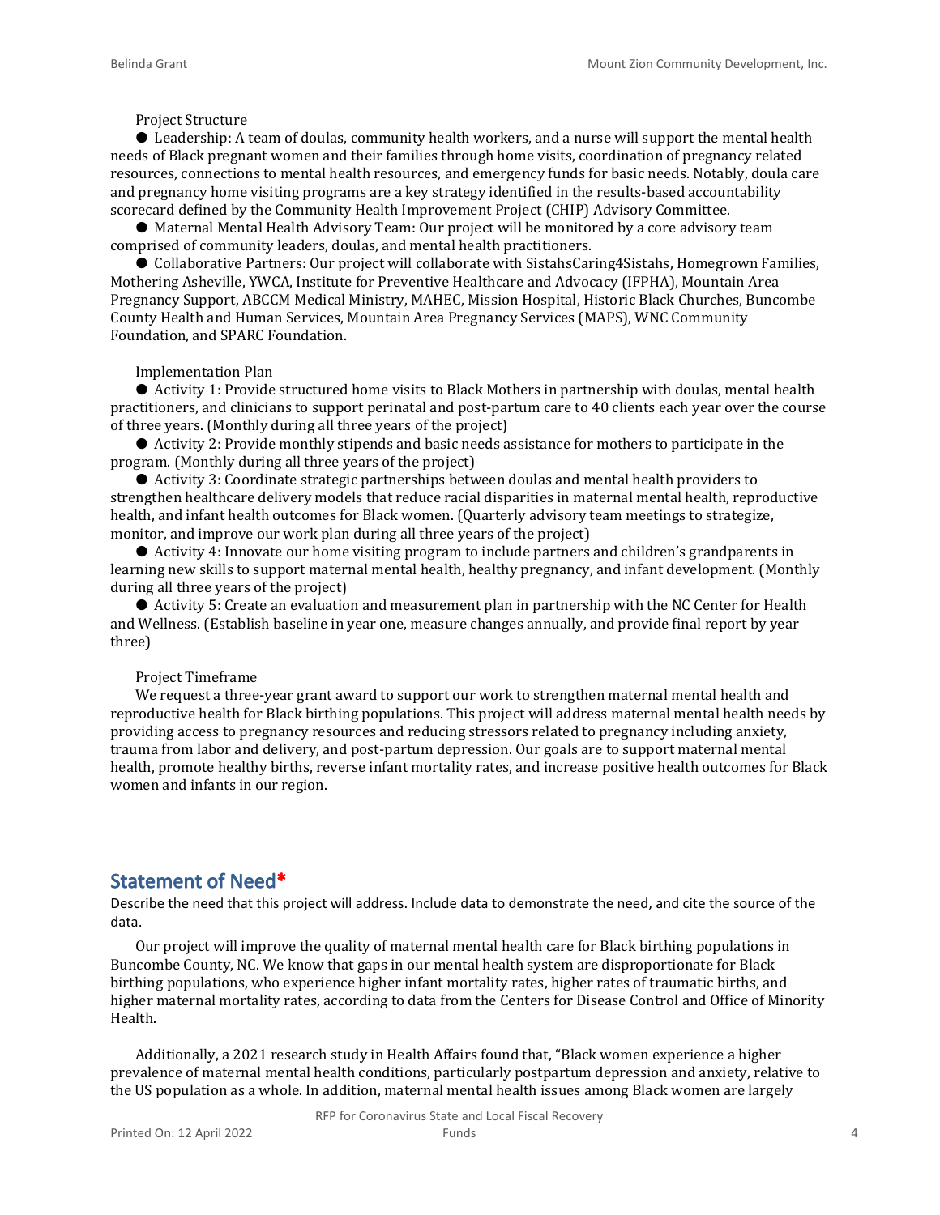Project Structure

- Leadership: A team of doulas, community health workers, and a nurse will support the mental health needs of Black pregnant women and their families through home visits, coordination of pregnancy related resources, connections to mental health resources, and emergency funds for basic needs. Notably, doula care and pregnancy home visiting programs are a key strategy identified in the results-based accountability scorecard defined by the Community Health Improvement Project (CHIP) Advisory Committee.
- Maternal Mental Health Advisory Team: Our project will be monitored by a core advisory team comprised of community leaders, doulas, and mental health practitioners.
- Collaborative Partners: Our project will collaborate with SistahsCaring4Sistahs, Homegrown Families, Mothering Asheville, YWCA, Institute for Preventive Healthcare and Advocacy (IFPHA), Mountain Area Pregnancy Support, ABCCM Medical Ministry, MAHEC, Mission Hospital, Historic Black Churches, Buncombe County Health and Human Services, Mountain Area Pregnancy Services (MAPS), WNC Community Foundation, and SPARC Foundation.

Implementation Plan

- Activity 1: Provide structured home visits to Black Mothers in partnership with doulas, mental health practitioners, and clinicians to support perinatal and post-partum care to 40 clients each year over the course of three years. (Monthly during all three years of the project)
- Activity 2: Provide monthly stipends and basic needs assistance for mothers to participate in the program. (Monthly during all three years of the project)
- Activity 3: Coordinate strategic partnerships between doulas and mental health providers to strengthen healthcare delivery models that reduce racial disparities in maternal mental health, reproductive health, and infant health outcomes for Black women. (Quarterly advisory team meetings to strategize, monitor, and improve our work plan during all three years of the project)
- Activity 4: Innovate our home visiting program to include partners and children's grandparents in learning new skills to support maternal mental health, healthy pregnancy, and infant development. (Monthly during all three years of the project)
- Activity 5: Create an evaluation and measurement plan in partnership with the NC Center for Health and Wellness. (Establish baseline in year one, measure changes annually, and provide final report by year three)

Project Timeframe

We request a three-year grant award to support our work to strengthen maternal mental health and reproductive health for Black birthing populations. This project will address maternal mental health needs by providing access to pregnancy resources and reducing stressors related to pregnancy including anxiety, trauma from labor and delivery, and post-partum depression. Our goals are to support maternal mental health, promote healthy births, reverse infant mortality rates, and increase positive health outcomes for Black women and infants in our region.

## Statement of Need*

Describe the need that this project will address. Include data to demonstrate the need, and cite the source of the data.

Our project will improve the quality of maternal mental health care for Black birthing populations in Buncombe County, NC. We know that gaps in our mental health system are disproportionate for Black birthing populations, who experience higher infant mortality rates, higher rates of traumatic births, and higher maternal mortality rates, according to data from the Centers for Disease Control and Office of Minority Health.

Additionally, a 2021 research study in Health Affairs found that, "Black women experience a higher prevalence of maternal mental health conditions, particularly postpartum depression and anxiety, relative to the US population as a whole. In addition, maternal mental health issues among Black women are largely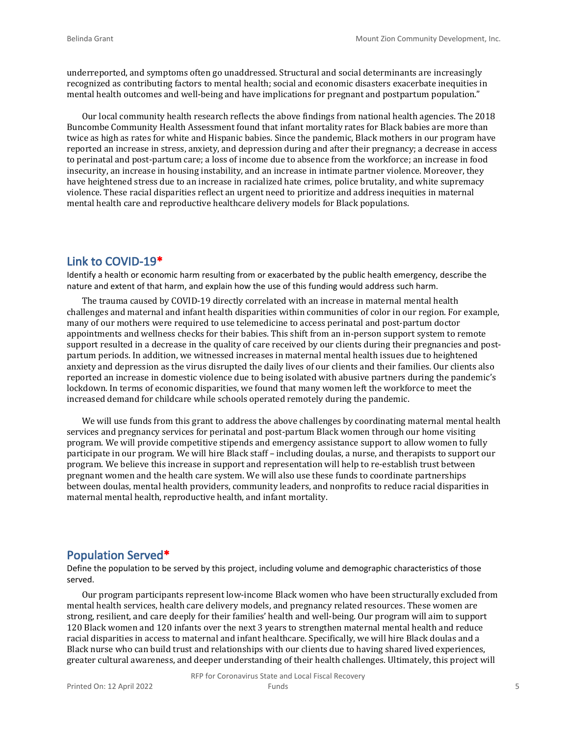underreported, and symptoms often go unaddressed. Structural and social determinants are increasingly recognized as contributing factors to mental health; social and economic disasters exacerbate inequities in mental health outcomes and well-being and have implications for pregnant and postpartum population."

Our local community health research reflects the above findings from national health agencies. The 2018 Buncombe Community Health Assessment found that infant mortality rates for Black babies are more than twice as high as rates for white and Hispanic babies. Since the pandemic, Black mothers in our program have reported an increase in stress, anxiety, and depression during and after their pregnancy; a decrease in access to perinatal and post-partum care; a loss of income due to absence from the workforce; an increase in food insecurity, an increase in housing instability, and an increase in intimate partner violence. Moreover, they have heightened stress due to an increase in racialized hate crimes, police brutality, and white supremacy violence. These racial disparities reflect an urgent need to prioritize and address inequities in maternal mental health care and reproductive healthcare delivery models for Black populations.

## Link to COVID-19*

Identify a health or economic harm resulting from or exacerbated by the public health emergency, describe the nature and extent of that harm, and explain how the use of this funding would address such harm.

The trauma caused by COVID-19 directly correlated with an increase in maternal mental health challenges and maternal and infant health disparities within communities of color in our region. For example, many of our mothers were required to use telemedicine to access perinatal and post-partum doctor appointments and wellness checks for their babies. This shift from an in-person support system to remote support resulted in a decrease in the quality of care received by our clients during their pregnancies and post-partum periods. In addition, we witnessed increases in maternal mental health issues due to heightened anxiety and depression as the virus disrupted the daily lives of our clients and their families. Our clients also reported an increase in domestic violence due to being isolated with abusive partners during the pandemic's lockdown. In terms of economic disparities, we found that many women left the workforce to meet the increased demand for childcare while schools operated remotely during the pandemic.

We will use funds from this grant to address the above challenges by coordinating maternal mental health services and pregnancy services for perinatal and post-partum Black women through our home visiting program. We will provide competitive stipends and emergency assistance support to allow women to fully participate in our program. We will hire Black staff – including doulas, a nurse, and therapists to support our program. We believe this increase in support and representation will help to re-establish trust between pregnant women and the health care system. We will also use these funds to coordinate partnerships between doulas, mental health providers, community leaders, and nonprofits to reduce racial disparities in maternal mental health, reproductive health, and infant mortality.

## Population Served*

Define the population to be served by this project, including volume and demographic characteristics of those served.

Our program participants represent low-income Black women who have been structurally excluded from mental health services, health care delivery models, and pregnancy related resources. These women are strong, resilient, and care deeply for their families' health and well-being. Our program will aim to support 120 Black women and 120 infants over the next 3 years to strengthen maternal mental health and reduce racial disparities in access to maternal and infant healthcare. Specifically, we will hire Black doulas and a Black nurse who can build trust and relationships with our clients due to having shared lived experiences, greater cultural awareness, and deeper understanding of their health challenges. Ultimately, this project will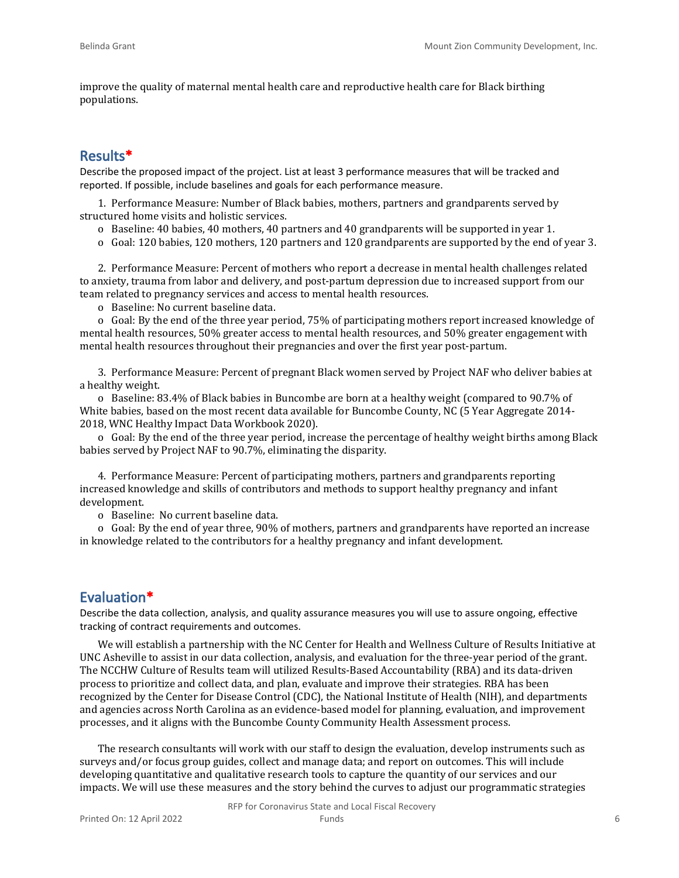improve the quality of maternal mental health care and reproductive health care for Black birthing populations.

## Results*

Describe the proposed impact of the project. List at least 3 performance measures that will be tracked and reported. If possible, include baselines and goals for each performance measure.

1. Performance Measure: Number of Black babies, mothers, partners and grandparents served by structured home visits and holistic services.
   - o Baseline: 40 babies, 40 mothers, 40 partners and 40 grandparents will be supported in year 1.
   - o Goal: 120 babies, 120 mothers, 120 partners and 120 grandparents are supported by the end of year 3.

2. Performance Measure: Percent of mothers who report a decrease in mental health challenges related to anxiety, trauma from labor and delivery, and post-partum depression due to increased support from our team related to pregnancy services and access to mental health resources.
   - o Baseline: No current baseline data.
   - o Goal: By the end of the three year period, 75% of participating mothers report increased knowledge of mental health resources, 50% greater access to mental health resources, and 50% greater engagement with mental health resources throughout their pregnancies and over the first year post-partum.

3. Performance Measure: Percent of pregnant Black women served by Project NAF who deliver babies at a healthy weight.
   - o Baseline: 83.4% of Black babies in Buncombe are born at a healthy weight (compared to 90.7% of White babies, based on the most recent data available for Buncombe County, NC (5 Year Aggregate 2014-2018, WNC Healthy Impact Data Workbook 2020).
   - o Goal: By the end of the three year period, increase the percentage of healthy weight births among Black babies served by Project NAF to 90.7%, eliminating the disparity.

4. Performance Measure: Percent of participating mothers, partners and grandparents reporting increased knowledge and skills of contributors and methods to support healthy pregnancy and infant development.
   - o Baseline: No current baseline data.
   - o Goal: By the end of year three, 90% of mothers, partners and grandparents have reported an increase in knowledge related to the contributors for a healthy pregnancy and infant development.

## Evaluation*

Describe the data collection, analysis, and quality assurance measures you will use to assure ongoing, effective tracking of contract requirements and outcomes.

We will establish a partnership with the NC Center for Health and Wellness Culture of Results Initiative at UNC Asheville to assist in our data collection, analysis, and evaluation for the three-year period of the grant. The NCCHW Culture of Results team will utilized Results-Based Accountability (RBA) and its data-driven process to prioritize and collect data, and plan, evaluate and improve their strategies. RBA has been recognized by the Center for Disease Control (CDC), the National Institute of Health (NIH), and departments and agencies across North Carolina as an evidence-based model for planning, evaluation, and improvement processes, and it aligns with the Buncombe County Community Health Assessment process.

The research consultants will work with our staff to design the evaluation, develop instruments such as surveys and/or focus group guides, collect and manage data; and report on outcomes. This will include developing quantitative and qualitative research tools to capture the quantity of our services and our impacts. We will use these measures and the story behind the curves to adjust our programmatic strategies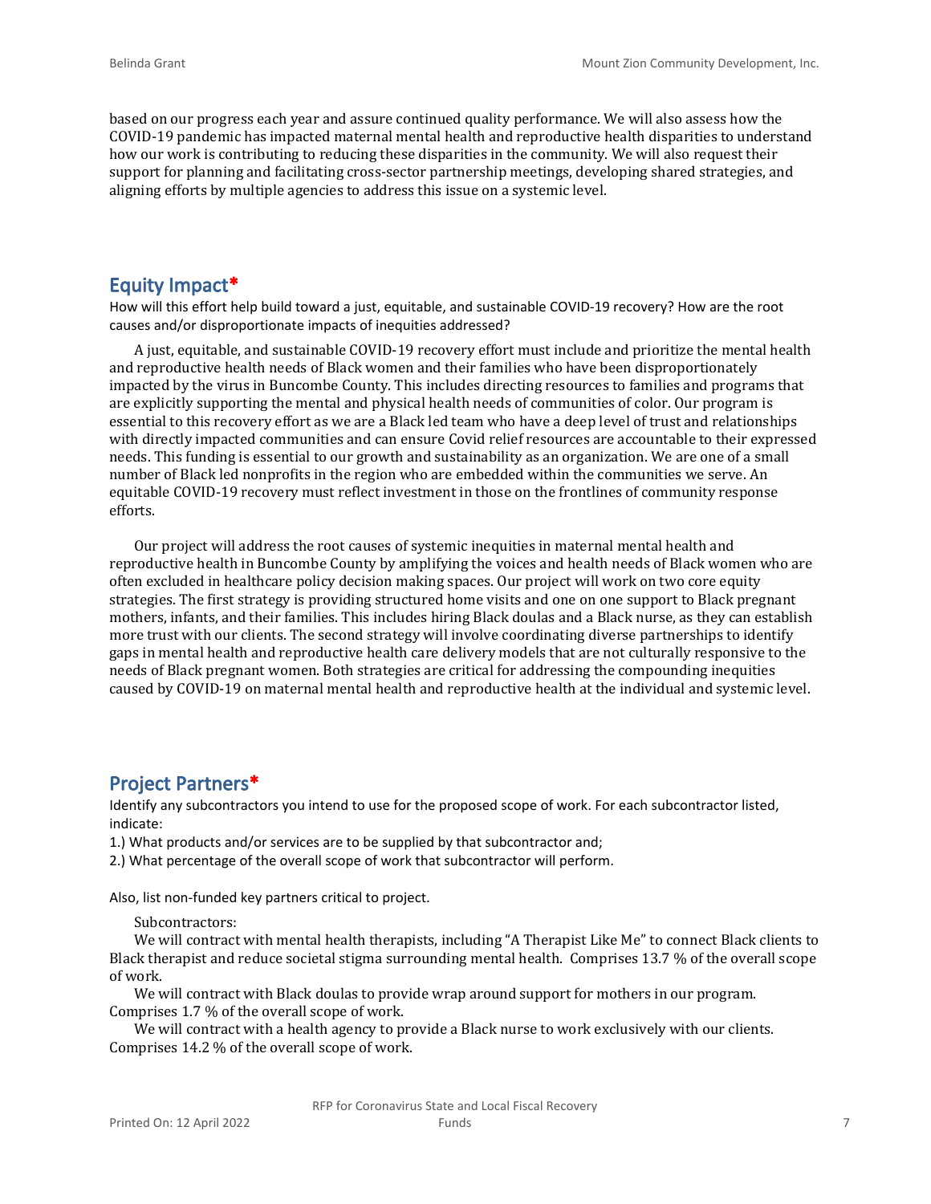based on our progress each year and assure continued quality performance. We will also assess how the COVID-19 pandemic has impacted maternal mental health and reproductive health disparities to understand how our work is contributing to reducing these disparities in the community. We will also request their support for planning and facilitating cross-sector partnership meetings, developing shared strategies, and aligning efforts by multiple agencies to address this issue on a systemic level.

## Equity Impact*

How will this effort help build toward a just, equitable, and sustainable COVID-19 recovery? How are the root causes and/or disproportionate impacts of inequities addressed?

A just, equitable, and sustainable COVID-19 recovery effort must include and prioritize the mental health and reproductive health needs of Black women and their families who have been disproportionately impacted by the virus in Buncombe County. This includes directing resources to families and programs that are explicitly supporting the mental and physical health needs of communities of color. Our program is essential to this recovery effort as we are a Black led team who have a deep level of trust and relationships with directly impacted communities and can ensure Covid relief resources are accountable to their expressed needs. This funding is essential to our growth and sustainability as an organization. We are one of a small number of Black led nonprofits in the region who are embedded within the communities we serve. An equitable COVID-19 recovery must reflect investment in those on the frontlines of community response efforts.

Our project will address the root causes of systemic inequities in maternal mental health and reproductive health in Buncombe County by amplifying the voices and health needs of Black women who are often excluded in healthcare policy decision making spaces. Our project will work on two core equity strategies. The first strategy is providing structured home visits and one on one support to Black pregnant mothers, infants, and their families. This includes hiring Black doulas and a Black nurse, as they can establish more trust with our clients. The second strategy will involve coordinating diverse partnerships to identify gaps in mental health and reproductive health care delivery models that are not culturally responsive to the needs of Black pregnant women. Both strategies are critical for addressing the compounding inequities caused by COVID-19 on maternal mental health and reproductive health at the individual and systemic level.

## Project Partners*

Identify any subcontractors you intend to use for the proposed scope of work. For each subcontractor listed, indicate:

1.) What products and/or services are to be supplied by that subcontractor and;

2.) What percentage of the overall scope of work that subcontractor will perform.

Also, list non-funded key partners critical to project.

Subcontractors:

We will contract with mental health therapists, including "A Therapist Like Me" to connect Black clients to Black therapist and reduce societal stigma surrounding mental health. Comprises 13.7 % of the overall scope of work.

We will contract with Black doulas to provide wrap around support for mothers in our program. Comprises 1.7 % of the overall scope of work.

We will contract with a health agency to provide a Black nurse to work exclusively with our clients. Comprises 14.2 % of the overall scope of work.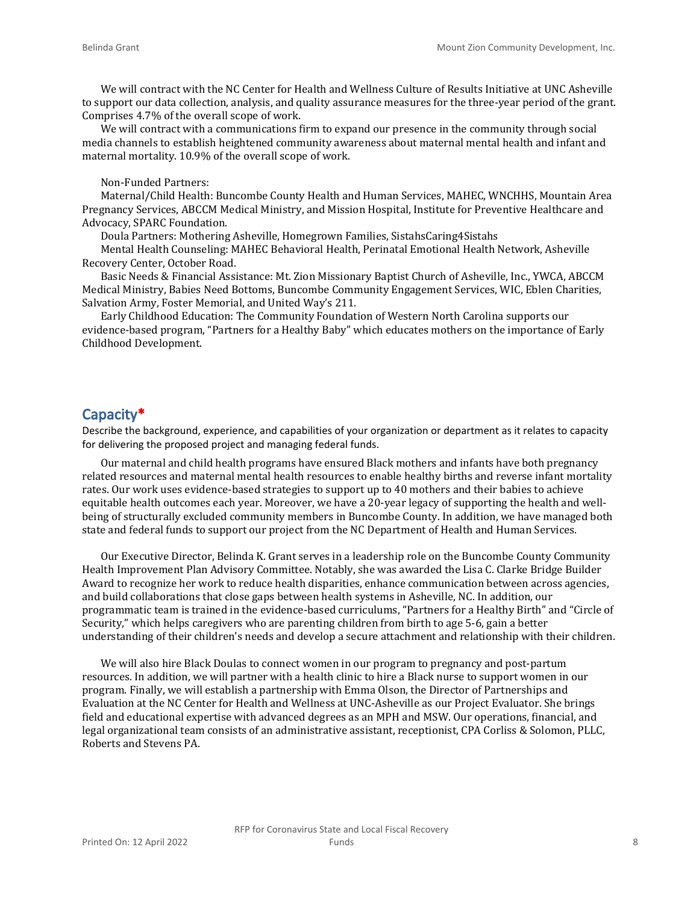We will contract with the NC Center for Health and Wellness Culture of Results Initiative at UNC Asheville to support our data collection, analysis, and quality assurance measures for the three-year period of the grant. Comprises 4.7% of the overall scope of work.

We will contract with a communications firm to expand our presence in the community through social media channels to establish heightened community awareness about maternal mental health and infant and maternal mortality. 10.9% of the overall scope of work.

Non-Funded Partners:

Maternal/Child Health: Buncombe County Health and Human Services, MAHEC, WNCHHS, Mountain Area Pregnancy Services, ABCCM Medical Ministry, and Mission Hospital, Institute for Preventive Healthcare and Advocacy, SPARC Foundation.

Doula Partners: Mothering Asheville, Homegrown Families, SistahsCaring4Sistahs

Mental Health Counseling: MAHEC Behavioral Health, Perinatal Emotional Health Network, Asheville Recovery Center, October Road.

Basic Needs & Financial Assistance: Mt. Zion Missionary Baptist Church of Asheville, Inc., YWCA, ABCCM Medical Ministry, Babies Need Bottoms, Buncombe Community Engagement Services, WIC, Eblen Charities, Salvation Army, Foster Memorial, and United Way's 211.

Early Childhood Education: The Community Foundation of Western North Carolina supports our evidence-based program, "Partners for a Healthy Baby" which educates mothers on the importance of Early Childhood Development.

## Capacity*

Describe the background, experience, and capabilities of your organization or department as it relates to capacity for delivering the proposed project and managing federal funds.

Our maternal and child health programs have ensured Black mothers and infants have both pregnancy related resources and maternal mental health resources to enable healthy births and reverse infant mortality rates. Our work uses evidence-based strategies to support up to 40 mothers and their babies to achieve equitable health outcomes each year. Moreover, we have a 20-year legacy of supporting the health and well-being of structurally excluded community members in Buncombe County. In addition, we have managed both state and federal funds to support our project from the NC Department of Health and Human Services.

Our Executive Director, Belinda K. Grant serves in a leadership role on the Buncombe County Community Health Improvement Plan Advisory Committee. Notably, she was awarded the Lisa C. Clarke Bridge Builder Award to recognize her work to reduce health disparities, enhance communication between across agencies, and build collaborations that close gaps between health systems in Asheville, NC. In addition, our programmatic team is trained in the evidence-based curriculums, "Partners for a Healthy Birth" and "Circle of Security," which helps caregivers who are parenting children from birth to age 5-6, gain a better understanding of their children's needs and develop a secure attachment and relationship with their children.

We will also hire Black Doulas to connect women in our program to pregnancy and post-partum resources. In addition, we will partner with a health clinic to hire a Black nurse to support women in our program. Finally, we will establish a partnership with Emma Olson, the Director of Partnerships and Evaluation at the NC Center for Health and Wellness at UNC-Asheville as our Project Evaluator. She brings field and educational expertise with advanced degrees as an MPH and MSW. Our operations, financial, and legal organizational team consists of an administrative assistant, receptionist, CPA Corliss & Solomon, PLLC, Roberts and Stevens PA.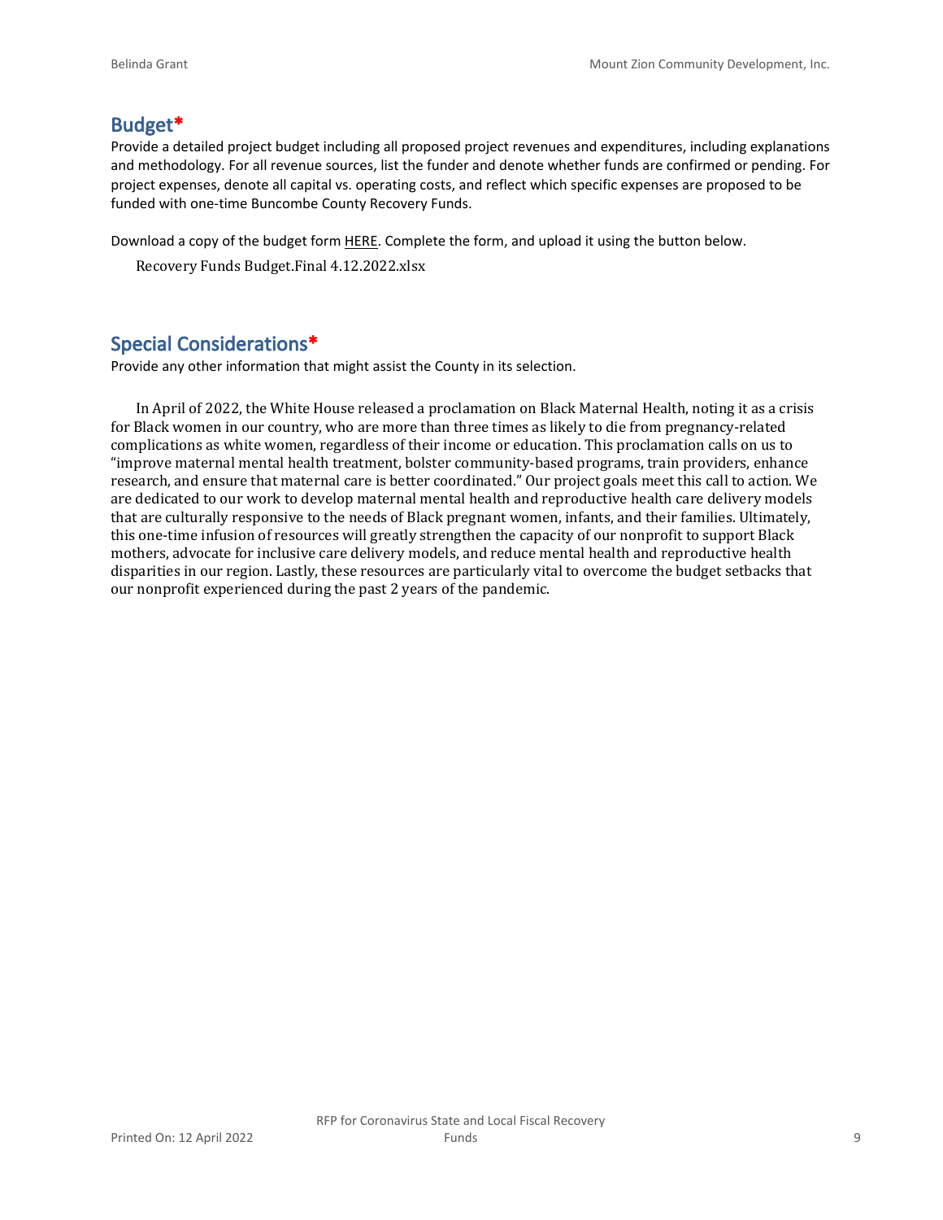## Budget*

Provide a detailed project budget including all proposed project revenues and expenditures, including explanations and methodology. For all revenue sources, list the funder and denote whether funds are confirmed or pending. For project expenses, denote all capital vs. operating costs, and reflect which specific expenses are proposed to be funded with one-time Buncombe County Recovery Funds.

Download a copy of the budget form HERE. Complete the form, and upload it using the button below.

Recovery Funds Budget.Final 4.12.2022.xlsx

## Special Considerations*

Provide any other information that might assist the County in its selection.

In April of 2022, the White House released a proclamation on Black Maternal Health, noting it as a crisis for Black women in our country, who are more than three times as likely to die from pregnancy-related complications as white women, regardless of their income or education. This proclamation calls on us to "improve maternal mental health treatment, bolster community-based programs, train providers, enhance research, and ensure that maternal care is better coordinated." Our project goals meet this call to action. We are dedicated to our work to develop maternal mental health and reproductive health care delivery models that are culturally responsive to the needs of Black pregnant women, infants, and their families. Ultimately, this one-time infusion of resources will greatly strengthen the capacity of our nonprofit to support Black mothers, advocate for inclusive care delivery models, and reduce mental health and reproductive health disparities in our region. Lastly, these resources are particularly vital to overcome the budget setbacks that our nonprofit experienced during the past 2 years of the pandemic.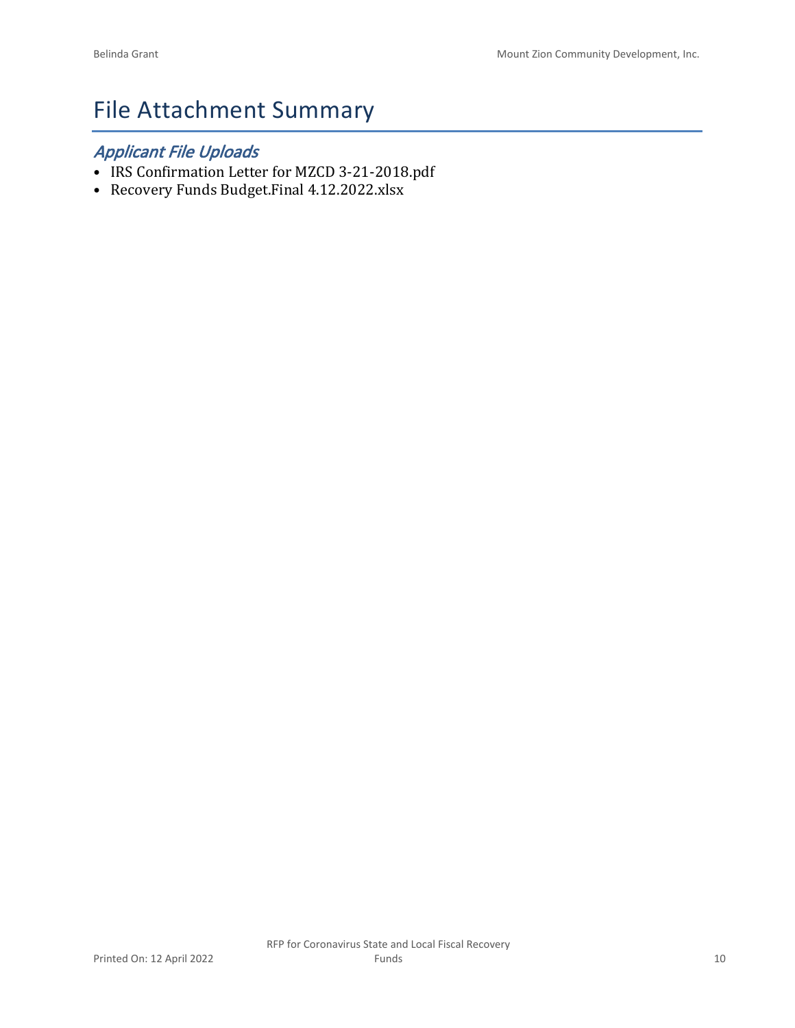# File Attachment Summary

## *Applicant File Uploads*

- IRS Confirmation Letter for MZCD 3-21-2018.pdf
- Recovery Funds Budget.Final 4.12.2022.xlsx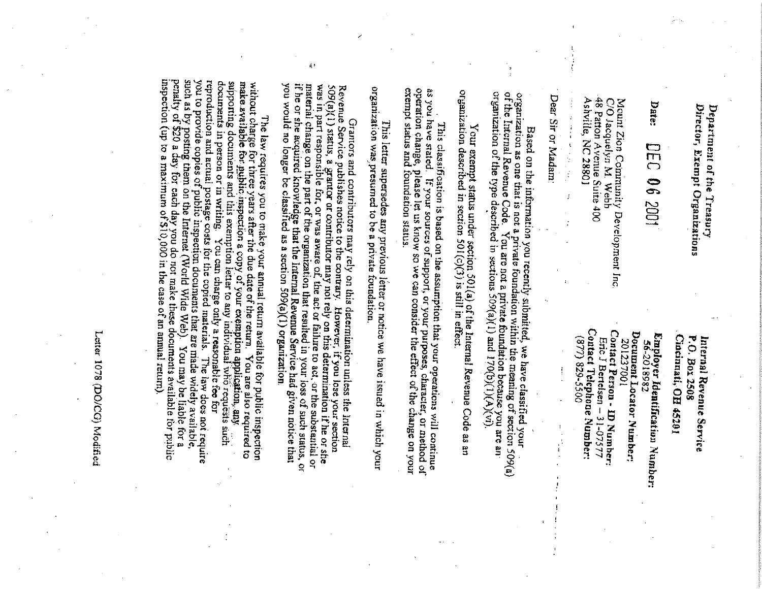Department of the Treasury
Director, Exempt Organizations

Internal Revenue Service
P.O. Box 2508
Cincinnati, OH 45201

Date: DEC 06 2001

Employer Identification Number:
56-2018982
Document Locator Number:
201237001
Contact Person - ID Number:
Eric J Bertelsen – 31-07577
Contact Telephone Number:
(877) 829-5500

Mount Zion Community Development Inc
C/O Jacquelyn M Webb
48 Patton Avenue Suite 400
Ashville, NC 28801

Dear Sir or Madam:

Based on the information you recently submitted, we have classified your organization as one that is not a private foundation within the meaning of section 509(a) of the Internal Revenue Code. You are not a private foundation because you are an organization of the type described in sections 509(a)(1) and 170(b)(1)(A)(vi).

Your exempt status under section 501(a) of the Internal Revenue Code as an organization described in section 501(c)(3) is still in effect.

This classification is based on the assumption that your operations will continue as you have stated. If your sources of support, or your purposes, character, or method of operation change, please let us know so we can consider the effect of the change on your exempt status and foundation status.

This letter supersedes any previous letter or notice we have issued in which your organization was presumed to be a private foundation.

Grantors and contributors may rely on this determination unless the Internal Revenue Service publishes notice to the contrary. However, if you lose your section 509(a)(1) status, a grantor or contributor may not rely on this determination if he or she was in part responsible for, or was aware of, the act or failure to act, or the substantial or material change on the part of the organization that resulted in your loss of such status, or if he or she acquired knowledge that the Internal Revenue Service had given notice that you would no longer be classified as a section 509(a)(1) organization.

The law requires you to make your annual return available for public inspection without charge for three years after the due date of the return. You are also required to make available for public inspection a copy of your exemption application, any supporting documents and this exemption letter to any individual who requests such documents in person or in writing. You can charge only a reasonable fee for reproduction and actual postage costs for the copied materials. The law does not require you to provide copies of public inspection documents that are made widely available, such as by posting them on the Internet (World Wide Web). You may be liable for a penalty of $20 a day for each day you do not make these documents available for public inspection (up to a maximum of $10,000 in the case of an annual return).

Letter 1078 (DO/CG) Modified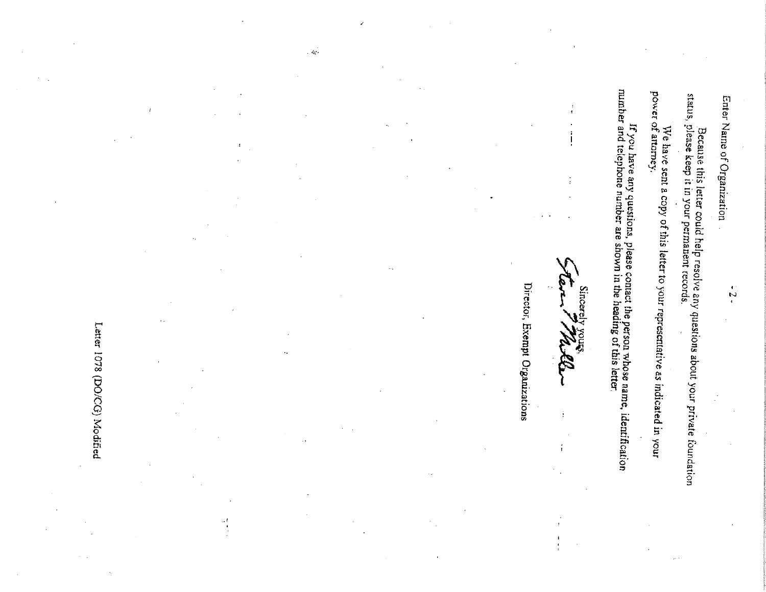Enter Name of Organization

Because this letter could help resolve any questions about your private foundation status, please keep it in your permanent records.

We have sent a copy of this letter to your representative as indicated in your power of attorney.

If you have any questions, please contact the person whose name, identification number and telephone number are shown in the heading of this letter.

Sincerely yours,

Director, Exempt Organizations

Letter 1078 (DO/CG) Modified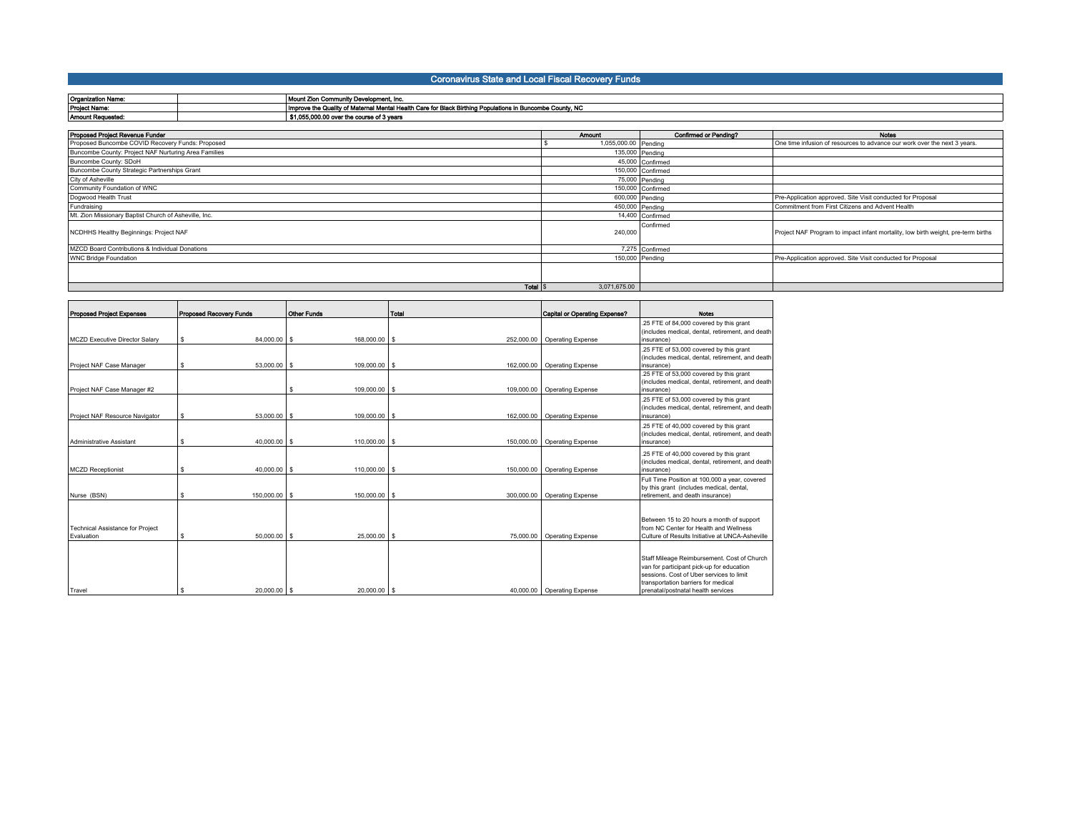# Coronavirus State and Local Fiscal Recovery Funds

| | |
|---|---|
| **Organization Name:** | **Mount Zion Community Development, Inc.** |
| **Project Name:** | **Improve the Quality of Maternal Mental Health Care for Black Birthing Populations in Buncombe County, NC** |
| **Amount Requested:** | **$1,055,000.00 over the course of 3 years** |

| **Proposed Project Revenue Funder** | **Amount** | **Confirmed or Pending?** | **Notes** |
|---|---|---|---|
| Proposed Buncombe COVID Recovery Funds: Proposed | $ 1,055,000.00 | Pending | One time infusion of resources to advance our work over the next 3 years. |
| Buncombe County: Project NAF Nurturing Area Families | 135,000 | Pending | |
| Buncombe County: SDoH | 45,000 | Confirmed | |
| Buncombe County Strategic Partnerships Grant | 150,000 | Confirmed | |
| City of Asheville | 75,000 | Pending | |
| Community Foundation of WNC | 150,000 | Confirmed | |
| Dogwood Health Trust | 600,000 | Pending | Pre-Application approved. Site Visit conducted for Proposal |
| Fundraising | 450,000 | Pending | Commitment from First Citizens and Advent Health |
| Mt. Zion Missionary Baptist Church of Asheville, Inc. | 14,400 | Confirmed | |
| NCDHHS Healthy Beginnings: Project NAF | 240,000 | Confirmed | Project NAF Program to impact infant mortality, low birth weight, pre-term births |
| MZCD Board Contributions & Individual Donations | 7,275 | Confirmed | |
| WNC Bridge Foundation | 150,000 | Pending | Pre-Application approved. Site Visit conducted for Proposal |
| | | | |
| Total | $ 3,071,675.00 | | |

| **Proposed Project Expenses** | **Proposed Recovery Funds** | **Other Funds** | **Total** | **Capital or Operating Expense?** | **Notes** |
|---|---|---|---|---|---|
| MCZD Executive Director Salary | $ 84,000.00 | $ 168,000.00 | $ 252,000.00 | Operating Expense | .25 FTE of 84,000 covered by this grant (includes medical, dental, retirement, and death insurance) |
| Project NAF Case Manager | $ 53,000.00 | $ 109,000.00 | $ 162,000.00 | Operating Expense | .25 FTE of 53,000 covered by this grant (includes medical, dental, retirement, and death insurance) |
| Project NAF Case Manager #2 | | $ 109,000.00 | $ 109,000.00 | Operating Expense | .25 FTE of 53,000 covered by this grant (includes medical, dental, retirement, and death insurance) |
| Project NAF Resource Navigator | $ 53,000.00 | $ 109,000.00 | $ 162,000.00 | Operating Expense | .25 FTE of 53,000 covered by this grant (includes medical, dental, retirement, and death insurance) |
| Administrative Assistant | $ 40,000.00 | $ 110,000.00 | $ 150,000.00 | Operating Expense | .25 FTE of 40,000 covered by this grant (includes medical, dental, retirement, and death insurance) |
| MCZD Receptionist | $ 40,000.00 | $ 110,000.00 | $ 150,000.00 | Operating Expense | .25 FTE of 40,000 covered by this grant (includes medical, dental, retirement, and death insurance) |
| Nurse (BSN) | $ 150,000.00 | $ 150,000.00 | $ 300,000.00 | Operating Expense | Full Time Position at 100,000 a year, covered by this grant (includes medical, dental, retirement, and death insurance) |
| Technical Assistance for Project Evaluation | $ 50,000.00 | $ 25,000.00 | $ 75,000.00 | Operating Expense | Between 15 to 20 hours a month of support from NC Center for Health and Wellness Culture of Results Initiative at UNCA-Asheville |
| Travel | $ 20,000.00 | $ 20,000.00 | $ 40,000.00 | Operating Expense | Staff Mileage Reimbursement. Cost of Church van for participant pick-up for education sessions. Cost of Uber services to limit transportation barriers for medical prenatal/postnatal health services |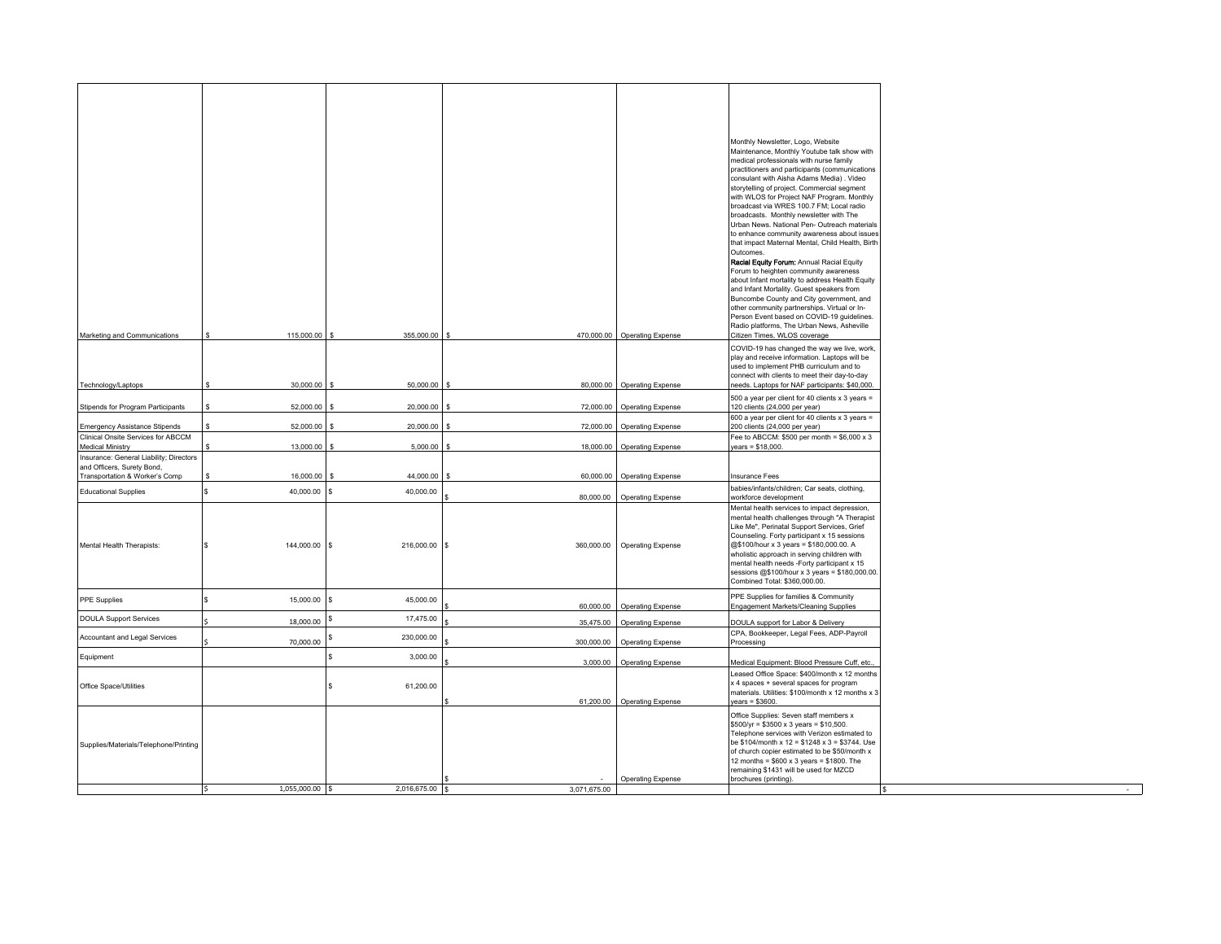| | | | | | | |
|---|---|---|---|---|---|---|
| Marketing and Communications | $ 115,000.00 | $ 355,000.00 | $ 470,000.00 | Operating Expense | Monthly Newsletter, Logo, Website Maintenance, Monthly Youtube talk show with medical professionals with nurse family practitioners and participants (communications consulant with Aisha Adams Media) . Video storytelling of project. Commercial segment with WLOS for Project NAF Program. Monthly broadcast via WRES 100.7 FM; Local radio broadcasts. Monthly newsletter with The Urban News. National Pen- Outreach materials to enhance community awareness about issues that impact Maternal Mental, Child Health, Birth Outcomes. **Racial Equity Forum:** Annual Racial Equity Forum to heighten community awareness about Infant mortality to address Health Equity and Infant Mortality. Guest speakers from Buncombe County and City government, and other community partnerships. Virtual or In-Person Event based on COVID-19 guidelines. Radio platforms, The Urban News, Asheville Citizen Times, WLOS coverage | |
| Technology/Laptops | $ 30,000.00 | $ 50,000.00 | $ 80,000.00 | Operating Expense | COVID-19 has changed the way we live, work, play and receive information. Laptops will be used to implement PHB curriculum and to connect with clients to meet their day-to-day needs. Laptops for NAF participants: $40,000. | |
| Stipends for Program Participants | $ 52,000.00 | $ 20,000.00 | $ 72,000.00 | Operating Expense | 500 a year per client for 40 clients x 3 years = 120 clients (24,000 per year) | |
| Emergency Assistance Stipends | $ 52,000.00 | $ 20,000.00 | $ 72,000.00 | Operating Expense | 600 a year per client for 40 clients x 3 years = 200 clients (24,000 per year) | |
| Clinical Onsite Services for ABCCM Medical Ministry | $ 13,000.00 | $ 5,000.00 | $ 18,000.00 | Operating Expense | Fee to ABCCM: $500 per month = $6,000 x 3 years = $18,000. | |
| Insurance: General Liability; Directors and Officers, Surety Bond, Transportation & Worker's Comp | $ 16,000.00 | $ 44,000.00 | $ 60,000.00 | Operating Expense | Insurance Fees | |
| Educational Supplies | $ 40,000.00 | $ 40,000.00 | $ 80,000.00 | Operating Expense | babies/infants/children; Car seats, clothing, workforce development | |
| Mental Health Therapists: | $ 144,000.00 | $ 216,000.00 | $ 360,000.00 | Operating Expense | Mental health services to impact depression, mental health challenges through "A Therapist Like Me", Perinatal Support Services, Grief Counseling. Forty participant x 15 sessions @$100/hour x 3 years = $180,000.00. A wholistic approach in serving children with mental health needs -Forty participant x 15 sessions @$100/hour x 3 years = $180,000.00. Combined Total: $360,000.00. | |
| PPE Supplies | $ 15,000.00 | $ 45,000.00 | $ 60,000.00 | Operating Expense | PPE Supplies for families & Community Engagement Markets/Cleaning Supplies | |
| DOULA Support Services | $ 18,000.00 | $ 17,475.00 | $ 35,475.00 | Operating Expense | DOULA support for Labor & Delivery | |
| Accountant and Legal Services | $ 70,000.00 | $ 230,000.00 | $ 300,000.00 | Operating Expense | CPA, Bookkeeper, Legal Fees, ADP-Payroll Processing | |
| Equipment | | $ 3,000.00 | $ 3,000.00 | Operating Expense | Medical Equipment: Blood Pressure Cuff, etc., | |
| Office Space/Utilities | | $ 61,200.00 | $ 61,200.00 | Operating Expense | Leased Office Space: $400/month x 12 months x 4 spaces + several spaces for program materials. Utilities: $100/month x 12 months x 3 years = $3600. | |
| Supplies/Materials/Telephone/Printing | | | $ - | Operating Expense | Office Supplies: Seven staff members x $500/yr = $3500 x 3 years = $10,500. Telephone services with Verizon estimated to be $104/month x 12 = $1248 x 3 = $3744. Use of church copier estimated to be $50/month x 12 months = $600 x 3 years = $1800. The remaining $1431 will be used for MZCD brochures (printing). | |
| | $ 1,055,000.00 | $ 2,016,675.00 | $ 3,071,675.00 | | | $ - |